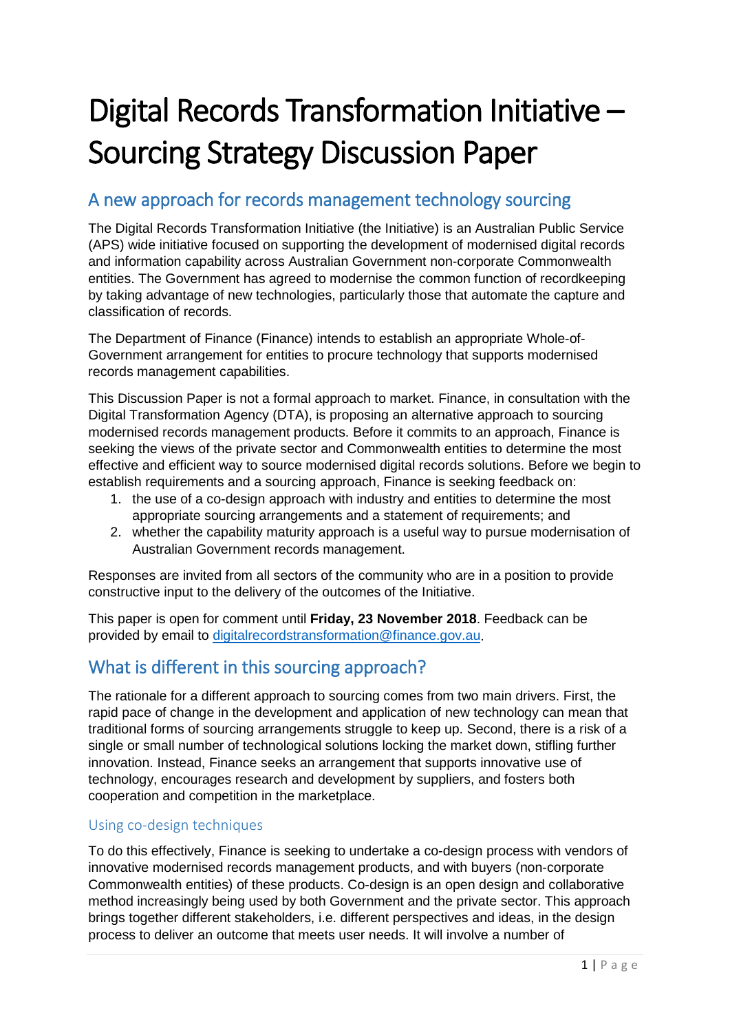# Digital Records Transformation Initiative – Sourcing Strategy Discussion Paper

## A new approach for records management technology sourcing

The Digital Records Transformation Initiative (the Initiative) is an Australian Public Service (APS) wide initiative focused on supporting the development of modernised digital records and information capability across Australian Government non-corporate Commonwealth entities. The Government has agreed to modernise the common function of recordkeeping by taking advantage of new technologies, particularly those that automate the capture and classification of records.

The Department of Finance (Finance) intends to establish an appropriate Whole-of-Government arrangement for entities to procure technology that supports modernised records management capabilities.

This Discussion Paper is not a formal approach to market. Finance, in consultation with the Digital Transformation Agency (DTA), is proposing an alternative approach to sourcing modernised records management products. Before it commits to an approach, Finance is seeking the views of the private sector and Commonwealth entities to determine the most effective and efficient way to source modernised digital records solutions. Before we begin to establish requirements and a sourcing approach, Finance is seeking feedback on:

1. the use of a co-design approach with industry and entities to determine the most appropriate sourcing arrangements and a statement of requirements; and
2. whether the capability maturity approach is a useful way to pursue modernisation of Australian Government records management.

Responses are invited from all sectors of the community who are in a position to provide constructive input to the delivery of the outcomes of the Initiative.

This paper is open for comment until **Friday, 23 November 2018**. Feedback can be provided by email to digitalrecordstransformation@finance.gov.au.

## What is different in this sourcing approach?

The rationale for a different approach to sourcing comes from two main drivers. First, the rapid pace of change in the development and application of new technology can mean that traditional forms of sourcing arrangements struggle to keep up. Second, there is a risk of a single or small number of technological solutions locking the market down, stifling further innovation. Instead, Finance seeks an arrangement that supports innovative use of technology, encourages research and development by suppliers, and fosters both cooperation and competition in the marketplace.

### Using co-design techniques

To do this effectively, Finance is seeking to undertake a co-design process with vendors of innovative modernised records management products, and with buyers (non-corporate Commonwealth entities) of these products. Co-design is an open design and collaborative method increasingly being used by both Government and the private sector. This approach brings together different stakeholders, i.e. different perspectives and ideas, in the design process to deliver an outcome that meets user needs. It will involve a number of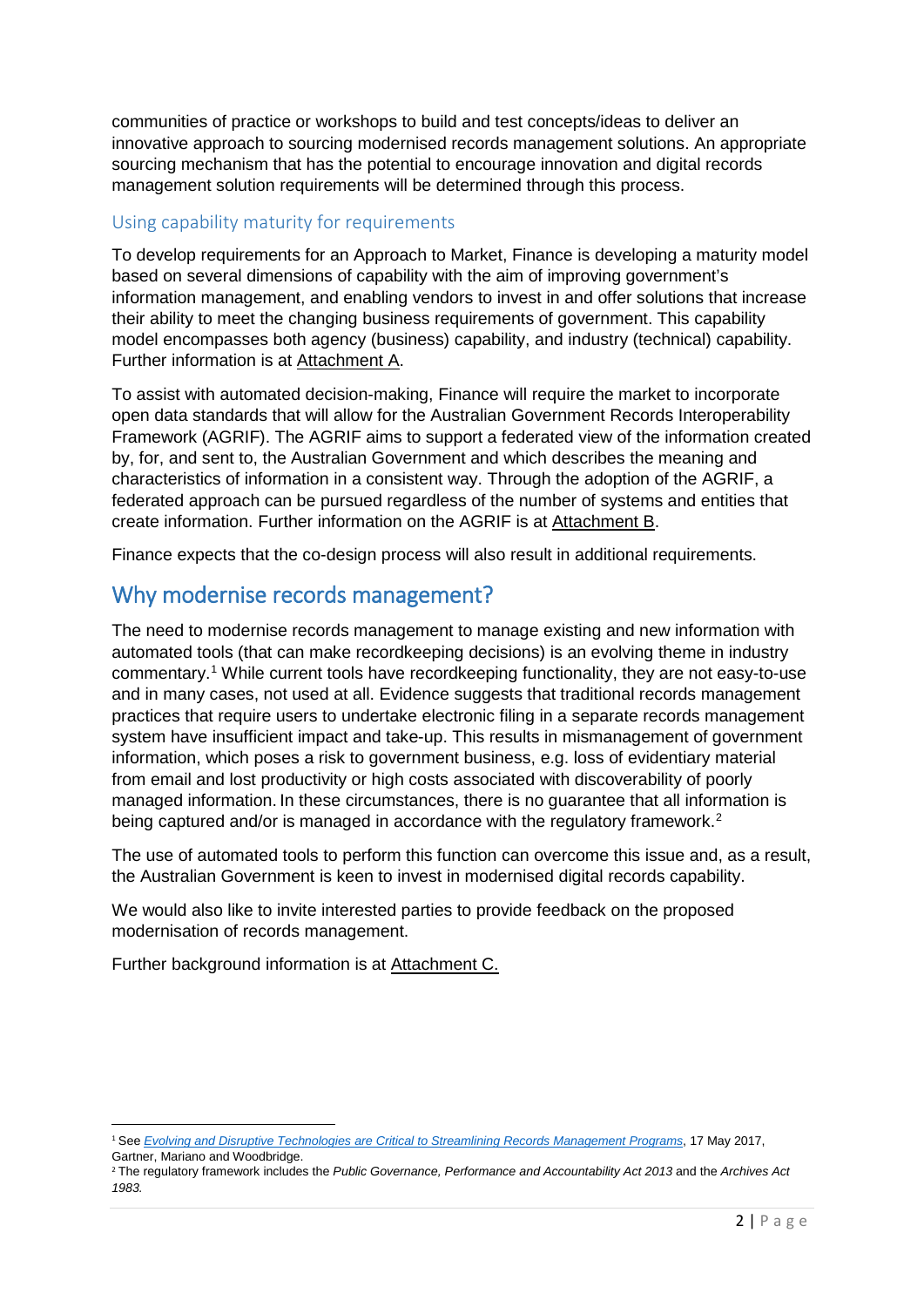communities of practice or workshops to build and test concepts/ideas to deliver an innovative approach to sourcing modernised records management solutions. An appropriate sourcing mechanism that has the potential to encourage innovation and digital records management solution requirements will be determined through this process.

### Using capability maturity for requirements

To develop requirements for an Approach to Market, Finance is developing a maturity model based on several dimensions of capability with the aim of improving government's information management, and enabling vendors to invest in and offer solutions that increase their ability to meet the changing business requirements of government. This capability model encompasses both agency (business) capability, and industry (technical) capability. Further information is at Attachment A.

To assist with automated decision-making, Finance will require the market to incorporate open data standards that will allow for the Australian Government Records Interoperability Framework (AGRIF). The AGRIF aims to support a federated view of the information created by, for, and sent to, the Australian Government and which describes the meaning and characteristics of information in a consistent way. Through the adoption of the AGRIF, a federated approach can be pursued regardless of the number of systems and entities that create information. Further information on the AGRIF is at Attachment B.

Finance expects that the co-design process will also result in additional requirements.

## Why modernise records management?

The need to modernise records management to manage existing and new information with automated tools (that can make recordkeeping decisions) is an evolving theme in industry commentary.[1] While current tools have recordkeeping functionality, they are not easy-to-use and in many cases, not used at all. Evidence suggests that traditional records management practices that require users to undertake electronic filing in a separate records management system have insufficient impact and take-up. This results in mismanagement of government information, which poses a risk to government business, e.g. loss of evidentiary material from email and lost productivity or high costs associated with discoverability of poorly managed information. In these circumstances, there is no guarantee that all information is being captured and/or is managed in accordance with the regulatory framework.[2]

The use of automated tools to perform this function can overcome this issue and, as a result, the Australian Government is keen to invest in modernised digital records capability.

We would also like to invite interested parties to provide feedback on the proposed modernisation of records management.

Further background information is at Attachment C.

---

[1] See *Evolving and Disruptive Technologies are Critical to Streamlining Records Management Programs*, 17 May 2017, Gartner, Mariano and Woodbridge.

[2] The regulatory framework includes the *Public Governance, Performance and Accountability Act 2013* and the *Archives Act 1983.*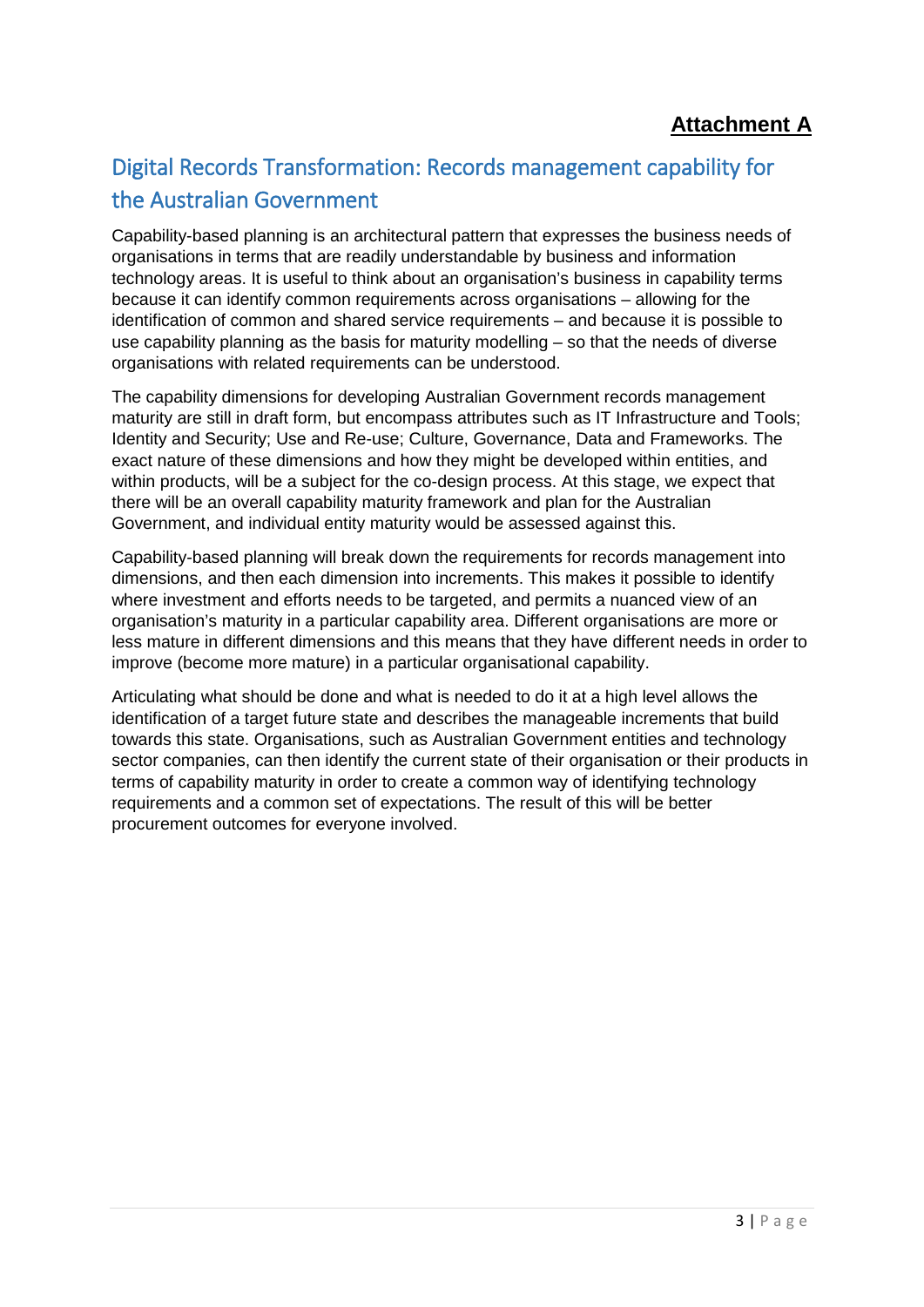**Attachment A**

## Digital Records Transformation: Records management capability for the Australian Government

Capability-based planning is an architectural pattern that expresses the business needs of organisations in terms that are readily understandable by business and information technology areas. It is useful to think about an organisation's business in capability terms because it can identify common requirements across organisations – allowing for the identification of common and shared service requirements – and because it is possible to use capability planning as the basis for maturity modelling – so that the needs of diverse organisations with related requirements can be understood.

The capability dimensions for developing Australian Government records management maturity are still in draft form, but encompass attributes such as IT Infrastructure and Tools; Identity and Security; Use and Re-use; Culture, Governance, Data and Frameworks. The exact nature of these dimensions and how they might be developed within entities, and within products, will be a subject for the co-design process. At this stage, we expect that there will be an overall capability maturity framework and plan for the Australian Government, and individual entity maturity would be assessed against this.

Capability-based planning will break down the requirements for records management into dimensions, and then each dimension into increments. This makes it possible to identify where investment and efforts needs to be targeted, and permits a nuanced view of an organisation's maturity in a particular capability area. Different organisations are more or less mature in different dimensions and this means that they have different needs in order to improve (become more mature) in a particular organisational capability.

Articulating what should be done and what is needed to do it at a high level allows the identification of a target future state and describes the manageable increments that build towards this state. Organisations, such as Australian Government entities and technology sector companies, can then identify the current state of their organisation or their products in terms of capability maturity in order to create a common way of identifying technology requirements and a common set of expectations. The result of this will be better procurement outcomes for everyone involved.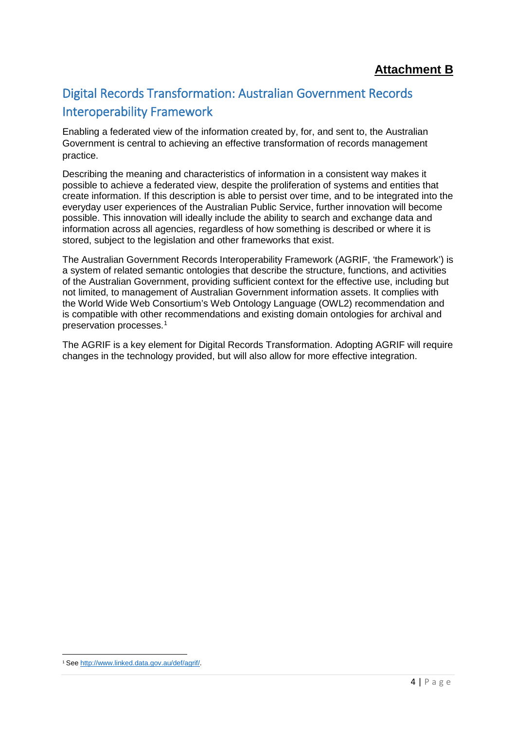**Attachment B**

# Digital Records Transformation: Australian Government Records Interoperability Framework

Enabling a federated view of the information created by, for, and sent to, the Australian Government is central to achieving an effective transformation of records management practice.

Describing the meaning and characteristics of information in a consistent way makes it possible to achieve a federated view, despite the proliferation of systems and entities that create information. If this description is able to persist over time, and to be integrated into the everyday user experiences of the Australian Public Service, further innovation will become possible. This innovation will ideally include the ability to search and exchange data and information across all agencies, regardless of how something is described or where it is stored, subject to the legislation and other frameworks that exist.

The Australian Government Records Interoperability Framework (AGRIF, 'the Framework') is a system of related semantic ontologies that describe the structure, functions, and activities of the Australian Government, providing sufficient context for the effective use, including but not limited, to management of Australian Government information assets. It complies with the World Wide Web Consortium's Web Ontology Language (OWL2) recommendation and is compatible with other recommendations and existing domain ontologies for archival and preservation processes.[1]

The AGRIF is a key element for Digital Records Transformation. Adopting AGRIF will require changes in the technology provided, but will also allow for more effective integration.

[1] See http://www.linked.data.gov.au/def/agrif/.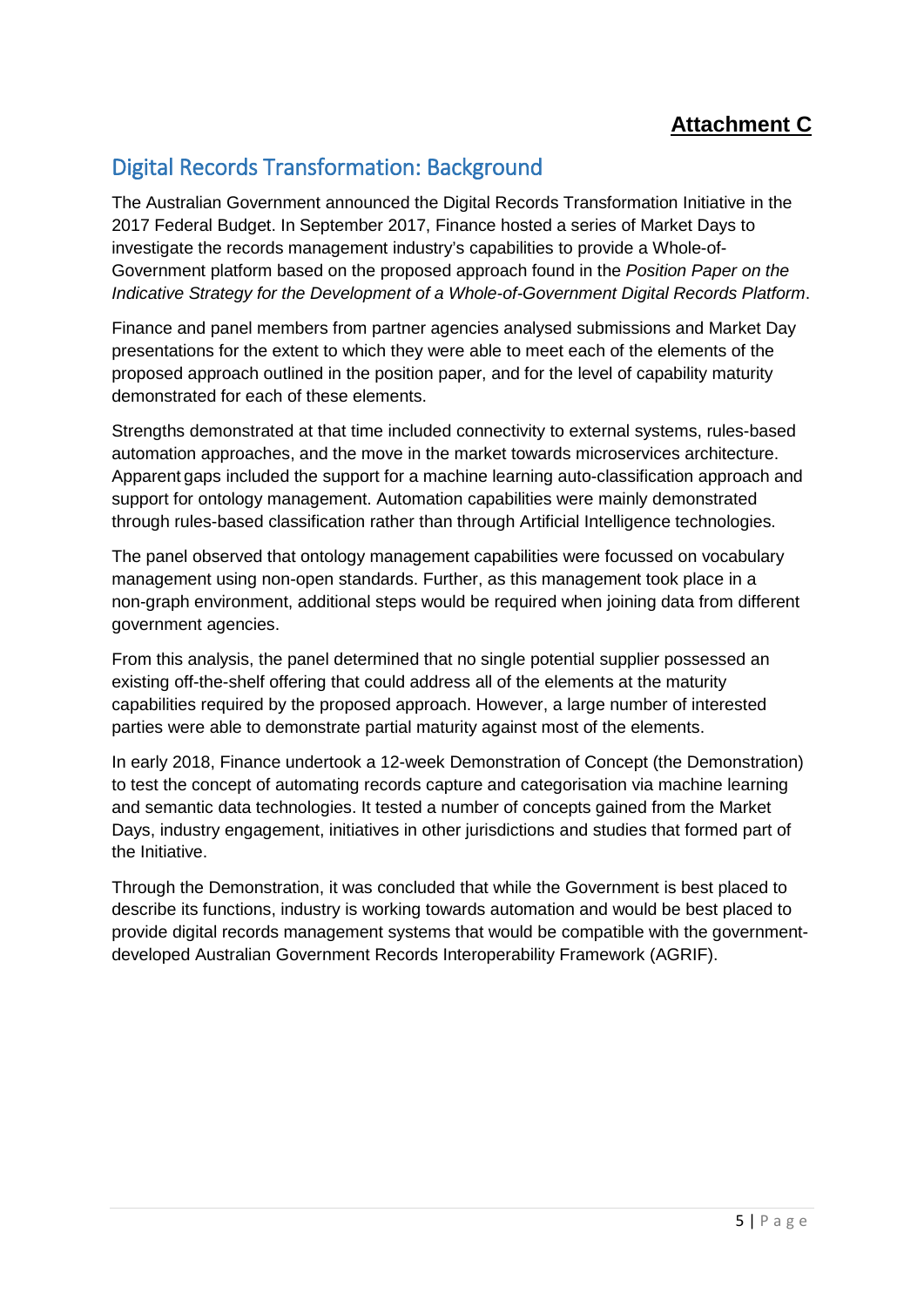**Attachment C**

## Digital Records Transformation: Background

The Australian Government announced the Digital Records Transformation Initiative in the 2017 Federal Budget. In September 2017, Finance hosted a series of Market Days to investigate the records management industry's capabilities to provide a Whole-of-Government platform based on the proposed approach found in the *Position Paper on the Indicative Strategy for the Development of a Whole-of-Government Digital Records Platform*.

Finance and panel members from partner agencies analysed submissions and Market Day presentations for the extent to which they were able to meet each of the elements of the proposed approach outlined in the position paper, and for the level of capability maturity demonstrated for each of these elements.

Strengths demonstrated at that time included connectivity to external systems, rules-based automation approaches, and the move in the market towards microservices architecture. Apparent gaps included the support for a machine learning auto-classification approach and support for ontology management. Automation capabilities were mainly demonstrated through rules-based classification rather than through Artificial Intelligence technologies.

The panel observed that ontology management capabilities were focussed on vocabulary management using non-open standards. Further, as this management took place in a non-graph environment, additional steps would be required when joining data from different government agencies.

From this analysis, the panel determined that no single potential supplier possessed an existing off-the-shelf offering that could address all of the elements at the maturity capabilities required by the proposed approach. However, a large number of interested parties were able to demonstrate partial maturity against most of the elements.

In early 2018, Finance undertook a 12-week Demonstration of Concept (the Demonstration) to test the concept of automating records capture and categorisation via machine learning and semantic data technologies. It tested a number of concepts gained from the Market Days, industry engagement, initiatives in other jurisdictions and studies that formed part of the Initiative.

Through the Demonstration, it was concluded that while the Government is best placed to describe its functions, industry is working towards automation and would be best placed to provide digital records management systems that would be compatible with the government-developed Australian Government Records Interoperability Framework (AGRIF).